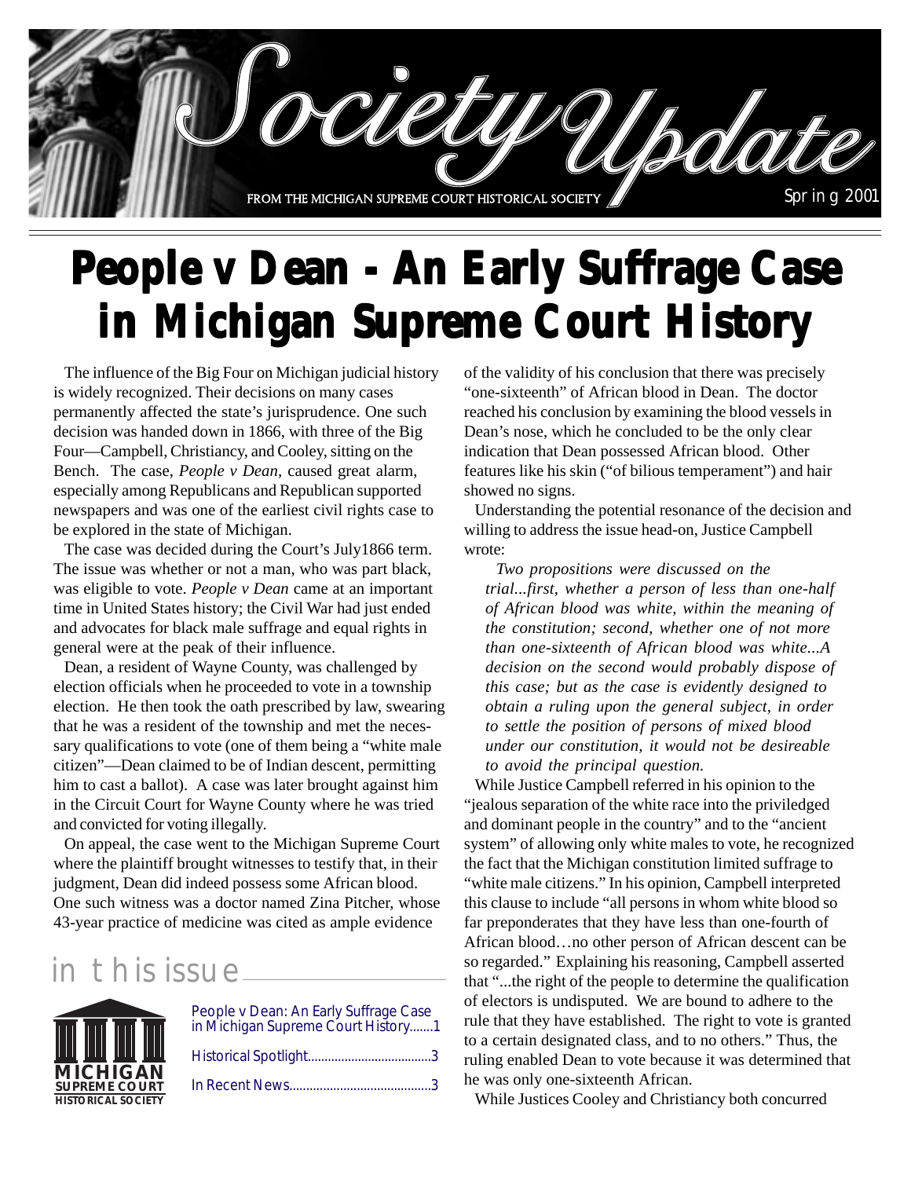# Society Update

FROM THE MICHIGAN SUPREME COURT HISTORICAL SOCIETY

Spring 2001

# People v Dean - An Early Suffrage Case in Michigan Supreme Court History

The influence of the Big Four on Michigan judicial history is widely recognized. Their decisions on many cases permanently affected the state's jurisprudence. One such decision was handed down in 1866, with three of the Big Four—Campbell, Christiancy, and Cooley, sitting on the Bench. The case, *People v Dean,* caused great alarm, especially among Republicans and Republican supported newspapers and was one of the earliest civil rights case to be explored in the state of Michigan.

The case was decided during the Court's July1866 term. The issue was whether or not a man, who was part black, was eligible to vote. *People v Dean* came at an important time in United States history; the Civil War had just ended and advocates for black male suffrage and equal rights in general were at the peak of their influence.

Dean, a resident of Wayne County, was challenged by election officials when he proceeded to vote in a township election. He then took the oath prescribed by law, swearing that he was a resident of the township and met the necessary qualifications to vote (one of them being a "white male citizen"—Dean claimed to be of Indian descent, permitting him to cast a ballot). A case was later brought against him in the Circuit Court for Wayne County where he was tried and convicted for voting illegally.

On appeal, the case went to the Michigan Supreme Court where the plaintiff brought witnesses to testify that, in their judgment, Dean did indeed possess some African blood. One such witness was a doctor named Zina Pitcher, whose 43-year practice of medicine was cited as ample evidence of the validity of his conclusion that there was precisely "one-sixteenth" of African blood in Dean. The doctor reached his conclusion by examining the blood vessels in Dean's nose, which he concluded to be the only clear indication that Dean possessed African blood. Other features like his skin ("of bilious temperament") and hair showed no signs.

Understanding the potential resonance of the decision and willing to address the issue head-on, Justice Campbell wrote:

> *Two propositions were discussed on the trial...first, whether a person of less than one-half of African blood was white, within the meaning of the constitution; second, whether one of not more than one-sixteenth of African blood was white...A decision on the second would probably dispose of this case; but as the case is evidently designed to obtain a ruling upon the general subject, in order to settle the position of persons of mixed blood under our constitution, it would not be desireable to avoid the principal question.*

While Justice Campbell referred in his opinion to the "jealous separation of the white race into the priviledged and dominant people in the country" and to the "ancient system" of allowing only white males to vote, he recognized the fact that the Michigan constitution limited suffrage to "white male citizens." In his opinion, Campbell interpreted this clause to include "all persons in whom white blood so far preponderates that they have less than one-fourth of African blood…no other person of African descent can be so regarded." Explaining his reasoning, Campbell asserted that "...the right of the people to determine the qualification of electors is undisputed. We are bound to adhere to the rule that they have established. The right to vote is granted to a certain designated class, and to no others." Thus, the ruling enabled Dean to vote because it was determined that he was only one-sixteenth African.

While Justices Cooley and Christiancy both concurred

## in this issue

MICHIGAN SUPREME COURT HISTORICAL SOCIETY

- People v Dean: An Early Suffrage Case in Michigan Supreme Court History.......1
- Historical Spotlight....................................3
- In Recent News..........................................3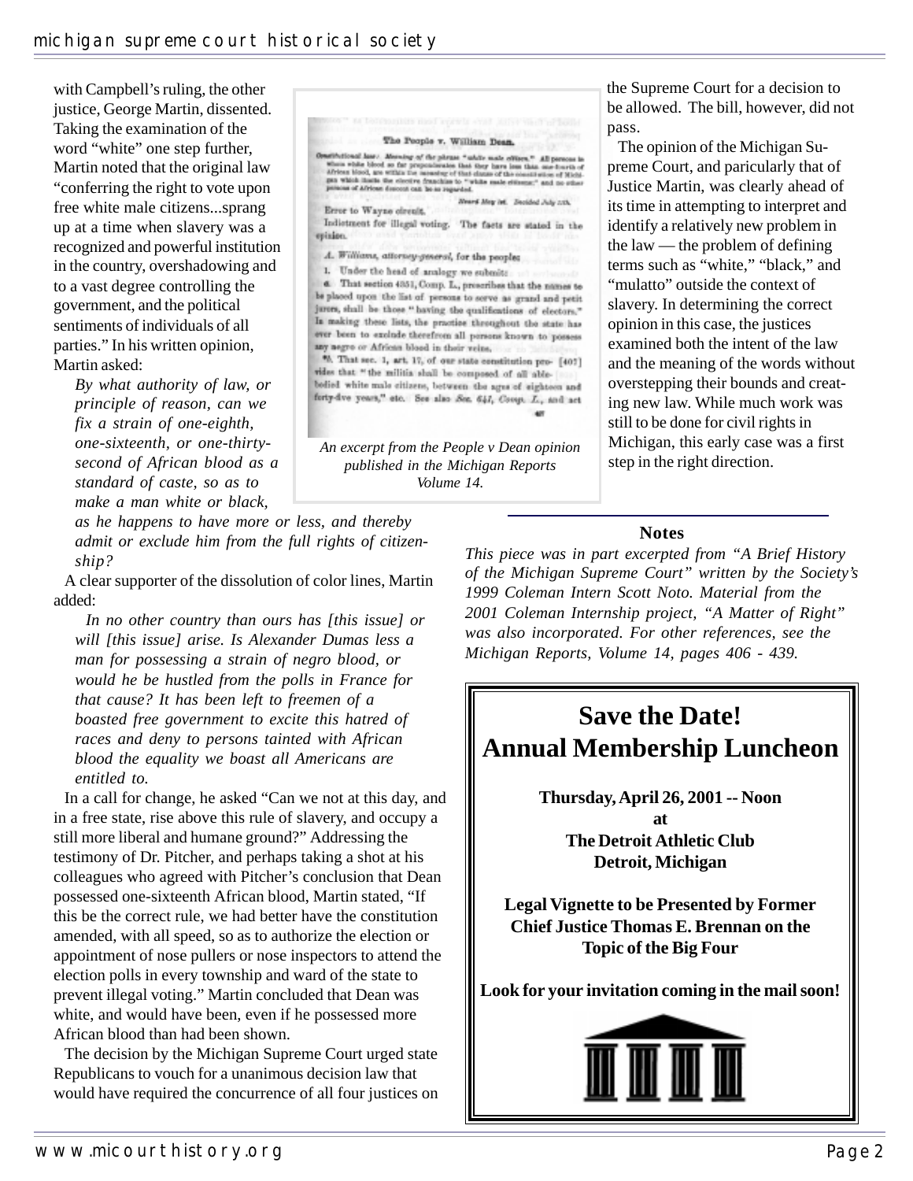with Campbell's ruling, the other justice, George Martin, dissented. Taking the examination of the word "white" one step further, Martin noted that the original law "conferring the right to vote upon free white male citizens...sprang up at a time when slavery was a recognized and powerful institution in the country, overshadowing and to a vast degree controlling the government, and the political sentiments of individuals of all parties." In his written opinion, Martin asked:

> *By what authority of law, or principle of reason, can we fix a strain of one-eighth, one-sixteenth, or one-thirty-second of African blood as a standard of caste, so as to make a man white or black, as he happens to have more or less, and thereby admit or exclude him from the full rights of citizenship?*

A clear supporter of the dissolution of color lines, Martin added:

> *In no other country than ours has [this issue] or will [this issue] arise. Is Alexander Dumas less a man for possessing a strain of negro blood, or would he be hustled from the polls in France for that cause? It has been left to freemen of a boasted free government to excite this hatred of races and deny to persons tainted with African blood the equality we boast all Americans are entitled to.*

In a call for change, he asked "Can we not at this day, and in a free state, rise above this rule of slavery, and occupy a still more liberal and humane ground?" Addressing the testimony of Dr. Pitcher, and perhaps taking a shot at his colleagues who agreed with Pitcher's conclusion that Dean possessed one-sixteenth African blood, Martin stated, "If this be the correct rule, we had better have the constitution amended, with all speed, so as to authorize the election or appointment of nose pullers or nose inspectors to attend the election polls in every township and ward of the state to prevent illegal voting." Martin concluded that Dean was white, and would have been, even if he possessed more African blood than had been shown.

The decision by the Michigan Supreme Court urged state Republicans to vouch for a unanimous decision law that would have required the concurrence of all four justices on the Supreme Court for a decision to be allowed. The bill, however, did not pass.

The opinion of the Michigan Supreme Court, and paricularly that of Justice Martin, was clearly ahead of its time in attempting to interpret and identify a relatively new problem in the law — the problem of defining terms such as "white," "black," and "mulatto" outside the context of slavery. In determining the correct opinion in this case, the justices examined both the intent of the law and the meaning of the words without overstepping their bounds and creating new law. While much work was still to be done for civil rights in Michigan, this early case was a first step in the right direction.

*An excerpt from the People v Dean opinion published in the Michigan Reports Volume 14.*

## Notes

*This piece was in part excerpted from "A Brief History of the Michigan Supreme Court" written by the Society's 1999 Coleman Intern Scott Noto. Material from the 2001 Coleman Internship project, "A Matter of Right" was also incorporated. For other references, see the Michigan Reports, Volume 14, pages 406 - 439.*

## Save the Date!
## Annual Membership Luncheon

**Thursday, April 26, 2001 -- Noon**
**at**
**The Detroit Athletic Club**
**Detroit, Michigan**

**Legal Vignette to be Presented by Former Chief Justice Thomas E. Brennan on the Topic of the Big Four**

**Look for your invitation coming in the mail soon!**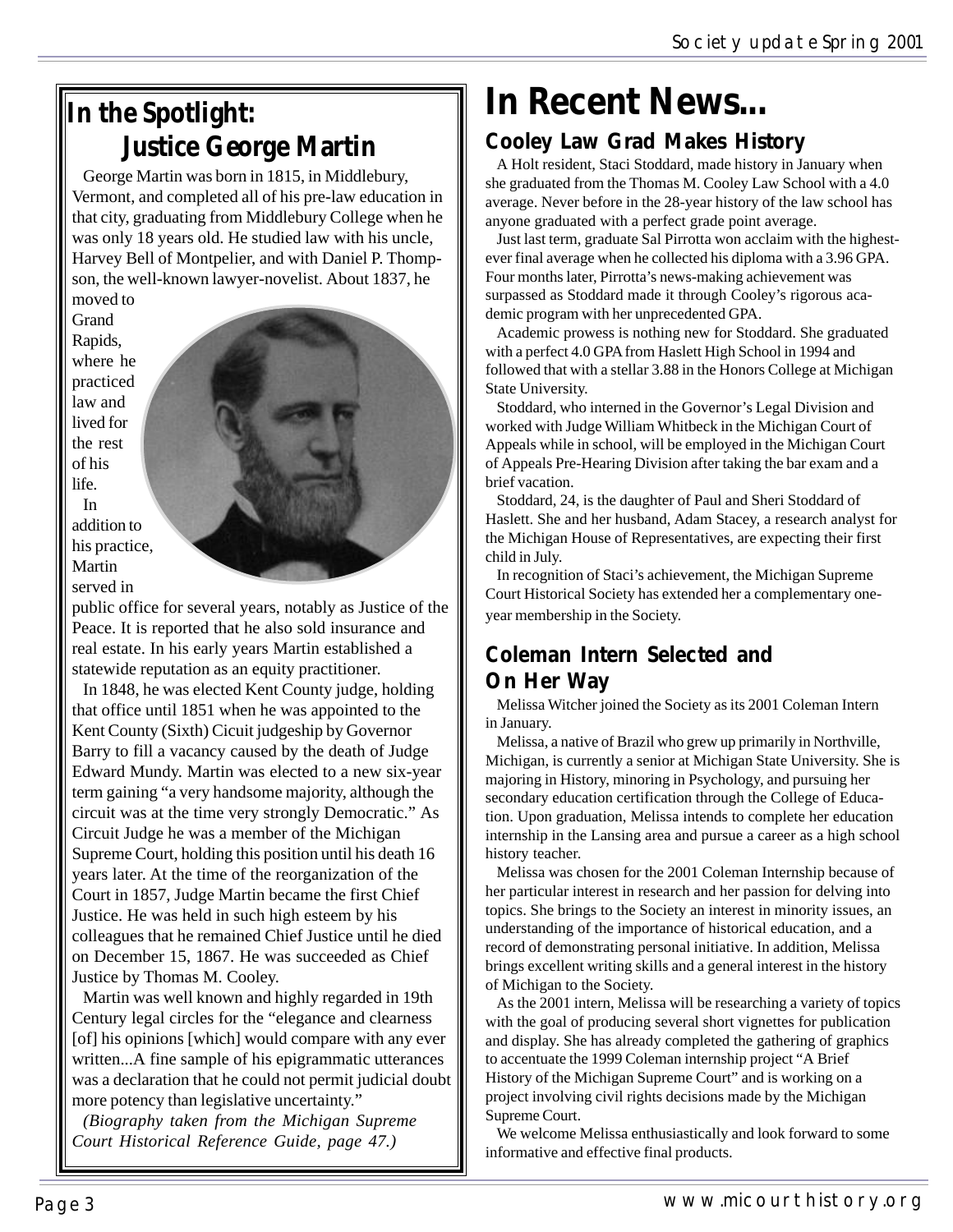## In the Spotlight: Justice George Martin

George Martin was born in 1815, in Middlebury, Vermont, and completed all of his pre-law education in that city, graduating from Middlebury College when he was only 18 years old. He studied law with his uncle, Harvey Bell of Montpelier, and with Daniel P. Thompson, the well-known lawyer-novelist. About 1837, he moved to Grand Rapids, where he practiced law and lived for the rest of his life.

In addition to his practice, Martin served in public office for several years, notably as Justice of the Peace. It is reported that he also sold insurance and real estate. In his early years Martin established a statewide reputation as an equity practitioner.

In 1848, he was elected Kent County judge, holding that office until 1851 when he was appointed to the Kent County (Sixth) Cicuit judgeship by Governor Barry to fill a vacancy caused by the death of Judge Edward Mundy. Martin was elected to a new six-year term gaining "a very handsome majority, although the circuit was at the time very strongly Democratic." As Circuit Judge he was a member of the Michigan Supreme Court, holding this position until his death 16 years later. At the time of the reorganization of the Court in 1857, Judge Martin became the first Chief Justice. He was held in such high esteem by his colleagues that he remained Chief Justice until he died on December 15, 1867. He was succeeded as Chief Justice by Thomas M. Cooley.

Martin was well known and highly regarded in 19th Century legal circles for the "elegance and clearness [of] his opinions [which] would compare with any ever written...A fine sample of his epigrammatic utterances was a declaration that he could not permit judicial doubt more potency than legislative uncertainty."

*(Biography taken from the Michigan Supreme Court Historical Reference Guide, page 47.)*

# In Recent News...

## Cooley Law Grad Makes History

A Holt resident, Staci Stoddard, made history in January when she graduated from the Thomas M. Cooley Law School with a 4.0 average. Never before in the 28-year history of the law school has anyone graduated with a perfect grade point average.

Just last term, graduate Sal Pirrotta won acclaim with the highest-ever final average when he collected his diploma with a 3.96 GPA. Four months later, Pirrotta's news-making achievement was surpassed as Stoddard made it through Cooley's rigorous academic program with her unprecedented GPA.

Academic prowess is nothing new for Stoddard. She graduated with a perfect 4.0 GPA from Haslett High School in 1994 and followed that with a stellar 3.88 in the Honors College at Michigan State University.

Stoddard, who interned in the Governor's Legal Division and worked with Judge William Whitbeck in the Michigan Court of Appeals while in school, will be employed in the Michigan Court of Appeals Pre-Hearing Division after taking the bar exam and a brief vacation.

Stoddard, 24, is the daughter of Paul and Sheri Stoddard of Haslett. She and her husband, Adam Stacey, a research analyst for the Michigan House of Representatives, are expecting their first child in July.

In recognition of Staci's achievement, the Michigan Supreme Court Historical Society has extended her a complementary one-year membership in the Society.

## Coleman Intern Selected and On Her Way

Melissa Witcher joined the Society as its 2001 Coleman Intern in January.

Melissa, a native of Brazil who grew up primarily in Northville, Michigan, is currently a senior at Michigan State University. She is majoring in History, minoring in Psychology, and pursuing her secondary education certification through the College of Education. Upon graduation, Melissa intends to complete her education internship in the Lansing area and pursue a career as a high school history teacher.

Melissa was chosen for the 2001 Coleman Internship because of her particular interest in research and her passion for delving into topics. She brings to the Society an interest in minority issues, an understanding of the importance of historical education, and a record of demonstrating personal initiative. In addition, Melissa brings excellent writing skills and a general interest in the history of Michigan to the Society.

As the 2001 intern, Melissa will be researching a variety of topics with the goal of producing several short vignettes for publication and display. She has already completed the gathering of graphics to accentuate the 1999 Coleman internship project "A Brief History of the Michigan Supreme Court" and is working on a project involving civil rights decisions made by the Michigan Supreme Court.

We welcome Melissa enthusiastically and look forward to some informative and effective final products.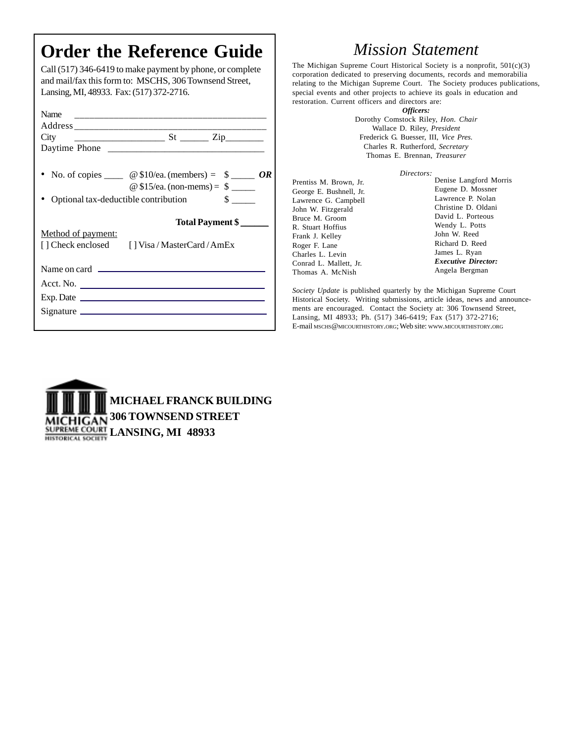# Order the Reference Guide

Call (517) 346-6419 to make payment by phone, or complete and mail/fax this form to: MSCHS, 306 Townsend Street, Lansing, MI, 48933. Fax: (517) 372-2716.

Name ___________________________________________

Address ________________________________________

City ___________________ St ______ Zip________

Daytime Phone __________________________________

- No. of copies ____ @ $10/ea. (members) = $ _____ ***OR***
  @ $15/ea. (non-mems) = $ _____
- Optional tax-deductible contribution $ _____

**Total Payment $ ______**

Method of payment:

[ ] Check enclosed [ ] Visa / MasterCard / AmEx

Name on card ___________________________________

Acct. No. ______________________________________

Exp. Date ______________________________________

Signature ______________________________________

# *Mission Statement*

The Michigan Supreme Court Historical Society is a nonprofit, 501(c)(3) corporation dedicated to preserving documents, records and memorabilia relating to the Michigan Supreme Court. The Society produces publications, special events and other projects to achieve its goals in education and restoration. Current officers and directors are:

***Officers:***

Dorothy Comstock Riley, *Hon. Chair*
Wallace D. Riley, *President*
Frederick G. Buesser, III, *Vice Pres.*
Charles R. Rutherford, *Secretary*
Thomas E. Brennan, *Treasurer*

*Directors:*

Prentiss M. Brown, Jr.
George E. Bushnell, Jr.
Lawrence G. Campbell
John W. Fitzgerald
Bruce M. Groom
R. Stuart Hoffius
Frank J. Kelley
Roger F. Lane
Charles L. Levin
Conrad L. Mallett, Jr.
Thomas A. McNish
Denise Langford Morris
Eugene D. Mossner
Lawrence P. Nolan
Christine D. Oldani
David L. Porteous
Wendy L. Potts
John W. Reed
Richard D. Reed
James L. Ryan

***Executive Director:***
Angela Bergman

*Society Update* is published quarterly by the Michigan Supreme Court Historical Society. Writing submissions, article ideas, news and announcements are encouraged. Contact the Society at: 306 Townsend Street, Lansing, MI 48933; Ph. (517) 346-6419; Fax (517) 372-2716; E-mail mschs@micourthistory.org; Web site: www.micourthistory.org

MICHIGAN SUPREME COURT HISTORICAL SOCIETY

**MICHAEL FRANCK BUILDING**
**306 TOWNSEND STREET**
**LANSING, MI 48933**